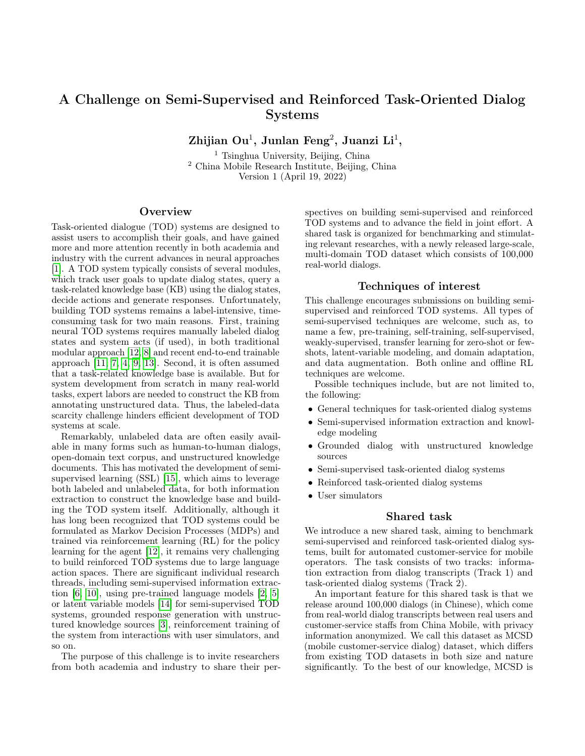# A Challenge on Semi-Supervised and Reinforced Task-Oriented Dialog Systems

**Zhijian Ou[1], Junlan Feng[2], Juanzi Li[1],**

[1] Tsinghua University, Beijing, China
[2] China Mobile Research Institute, Beijing, China
Version 1 (April 19, 2022)

## Overview

Task-oriented dialogue (TOD) systems are designed to assist users to accomplish their goals, and have gained more and more attention recently in both academia and industry with the current advances in neural approaches [1]. A TOD system typically consists of several modules, which track user goals to update dialog states, query a task-related knowledge base (KB) using the dialog states, decide actions and generate responses. Unfortunately, building TOD systems remains a label-intensive, time-consuming task for two main reasons. First, training neural TOD systems requires manually labeled dialog states and system acts (if used), in both traditional modular approach [12, 8] and recent end-to-end trainable approach [11, 7, 4, 9, 13]. Second, it is often assumed that a task-related knowledge base is available. But for system development from scratch in many real-world tasks, expert labors are needed to construct the KB from annotating unstructured data. Thus, the labeled-data scarcity challenge hinders efficient development of TOD systems at scale.

Remarkably, unlabeled data are often easily available in many forms such as human-to-human dialogs, open-domain text corpus, and unstructured knowledge documents. This has motivated the development of semi-supervised learning (SSL) [15], which aims to leverage both labeled and unlabeled data, for both information extraction to construct the knowledge base and building the TOD system itself. Additionally, although it has long been recognized that TOD systems could be formulated as Markov Decision Processes (MDPs) and trained via reinforcement learning (RL) for the policy learning for the agent [12], it remains very challenging to build reinforced TOD systems due to large language action spaces. There are significant individual research threads, including semi-supervised information extraction [6, 10], using pre-trained language models [2, 5] or latent variable models [14] for semi-supervised TOD systems, grounded response generation with unstructured knowledge sources [3], reinforcement training of the system from interactions with user simulators, and so on.

The purpose of this challenge is to invite researchers from both academia and industry to share their perspectives on building semi-supervised and reinforced TOD systems and to advance the field in joint effort. A shared task is organized for benchmarking and stimulating relevant researches, with a newly released large-scale, multi-domain TOD dataset which consists of 100,000 real-world dialogs.

## Techniques of interest

This challenge encourages submissions on building semi-supervised and reinforced TOD systems. All types of semi-supervised techniques are welcome, such as, to name a few, pre-training, self-training, self-supervised, weakly-supervised, transfer learning for zero-shot or few-shots, latent-variable modeling, and domain adaptation, and data augmentation. Both online and offline RL techniques are welcome.

Possible techniques include, but are not limited to, the following:

- General techniques for task-oriented dialog systems
- Semi-supervised information extraction and knowledge modeling
- Grounded dialog with unstructured knowledge sources
- Semi-supervised task-oriented dialog systems
- Reinforced task-oriented dialog systems
- User simulators

## Shared task

We introduce a new shared task, aiming to benchmark semi-supervised and reinforced task-oriented dialog systems, built for automated customer-service for mobile operators. The task consists of two tracks: information extraction from dialog transcripts (Track 1) and task-oriented dialog systems (Track 2).

An important feature for this shared task is that we release around 100,000 dialogs (in Chinese), which come from real-world dialog transcripts between real users and customer-service staffs from China Mobile, with privacy information anonymized. We call this dataset as MCSD (mobile customer-service dialog) dataset, which differs from existing TOD datasets in both size and nature significantly. To the best of our knowledge, MCSD is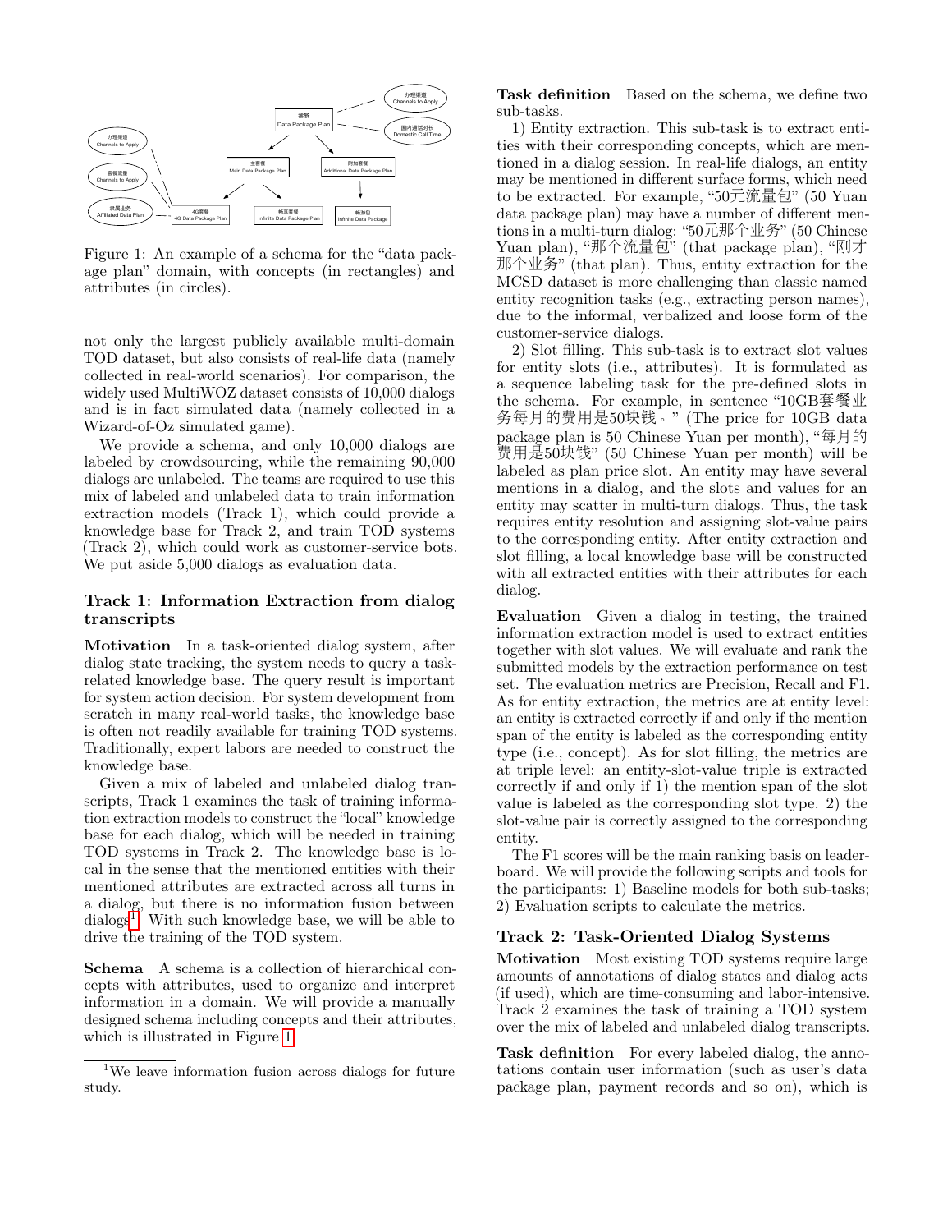Figure 1: An example of a schema for the "data package plan" domain, with concepts (in rectangles) and attributes (in circles).

not only the largest publicly available multi-domain TOD dataset, but also consists of real-life data (namely collected in real-world scenarios). For comparison, the widely used MultiWOZ dataset consists of 10,000 dialogs and is in fact simulated data (namely collected in a Wizard-of-Oz simulated game).

We provide a schema, and only 10,000 dialogs are labeled by crowdsourcing, while the remaining 90,000 dialogs are unlabeled. The teams are required to use this mix of labeled and unlabeled data to train information extraction models (Track 1), which could provide a knowledge base for Track 2, and train TOD systems (Track 2), which could work as customer-service bots. We put aside 5,000 dialogs as evaluation data.

## Track 1: Information Extraction from dialog transcripts

**Motivation** In a task-oriented dialog system, after dialog state tracking, the system needs to query a task-related knowledge base. The query result is important for system action decision. For system development from scratch in many real-world tasks, the knowledge base is often not readily available for training TOD systems. Traditionally, expert labors are needed to construct the knowledge base.

Given a mix of labeled and unlabeled dialog transcripts, Track 1 examines the task of training information extraction models to construct the "local" knowledge base for each dialog, which will be needed in training TOD systems in Track 2. The knowledge base is local in the sense that the mentioned entities with their mentioned attributes are extracted across all turns in a dialog, but there is no information fusion between dialogs[1]. With such knowledge base, we will be able to drive the training of the TOD system.

**Schema** A schema is a collection of hierarchical concepts with attributes, used to organize and interpret information in a domain. We will provide a manually designed schema including concepts and their attributes, which is illustrated in Figure 1.

[1]We leave information fusion across dialogs for future study.

**Task definition** Based on the schema, we define two sub-tasks.

1) Entity extraction. This sub-task is to extract entities with their corresponding concepts, which are mentioned in a dialog session. In real-life dialogs, an entity may be mentioned in different surface forms, which need to be extracted. For example, "50元流量包" (50 Yuan data package plan) may have a number of different mentions in a multi-turn dialog: "50元那个业务" (50 Chinese Yuan plan), "那个流量包" (that package plan), "刚才那个业务" (that plan). Thus, entity extraction for the MCSD dataset is more challenging than classic named entity recognition tasks (e.g., extracting person names), due to the informal, verbalized and loose form of the customer-service dialogs.

2) Slot filling. This sub-task is to extract slot values for entity slots (i.e., attributes). It is formulated as a sequence labeling task for the pre-defined slots in the schema. For example, in sentence "10GB套餐业务每月的费用是50块钱。" (The price for 10GB data package plan is 50 Chinese Yuan per month), "每月的费用是50块钱" (50 Chinese Yuan per month) will be labeled as plan price slot. An entity may have several mentions in a dialog, and the slots and values for an entity may scatter in multi-turn dialogs. Thus, the task requires entity resolution and assigning slot-value pairs to the corresponding entity. After entity extraction and slot filling, a local knowledge base will be constructed with all extracted entities with their attributes for each dialog.

**Evaluation** Given a dialog in testing, the trained information extraction model is used to extract entities together with slot values. We will evaluate and rank the submitted models by the extraction performance on test set. The evaluation metrics are Precision, Recall and F1. As for entity extraction, the metrics are at entity level: an entity is extracted correctly if and only if the mention span of the entity is labeled as the corresponding entity type (i.e., concept). As for slot filling, the metrics are at triple level: an entity-slot-value triple is extracted correctly if and only if 1) the mention span of the slot value is labeled as the corresponding slot type. 2) the slot-value pair is correctly assigned to the corresponding entity.

The F1 scores will be the main ranking basis on leaderboard. We will provide the following scripts and tools for the participants: 1) Baseline models for both sub-tasks; 2) Evaluation scripts to calculate the metrics.

## Track 2: Task-Oriented Dialog Systems

**Motivation** Most existing TOD systems require large amounts of annotations of dialog states and dialog acts (if used), which are time-consuming and labor-intensive. Track 2 examines the task of training a TOD system over the mix of labeled and unlabeled dialog transcripts.

**Task definition** For every labeled dialog, the annotations contain user information (such as user's data package plan, payment records and so on), which is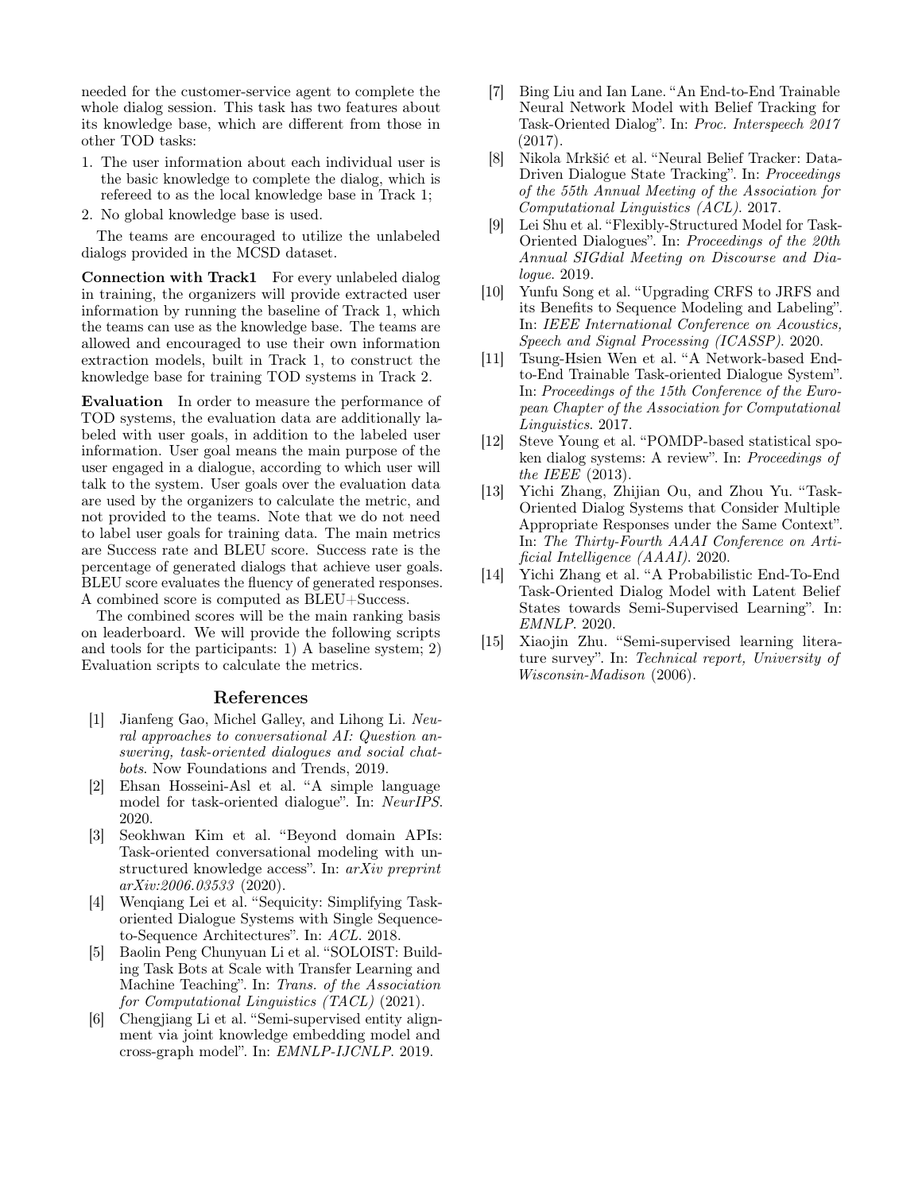needed for the customer-service agent to complete the whole dialog session. This task has two features about its knowledge base, which are different from those in other TOD tasks:

1. The user information about each individual user is the basic knowledge to complete the dialog, which is refereed to as the local knowledge base in Track 1;
2. No global knowledge base is used.

The teams are encouraged to utilize the unlabeled dialogs provided in the MCSD dataset.

**Connection with Track1** For every unlabeled dialog in training, the organizers will provide extracted user information by running the baseline of Track 1, which the teams can use as the knowledge base. The teams are allowed and encouraged to use their own information extraction models, built in Track 1, to construct the knowledge base for training TOD systems in Track 2.

**Evaluation** In order to measure the performance of TOD systems, the evaluation data are additionally labeled with user goals, in addition to the labeled user information. User goal means the main purpose of the user engaged in a dialogue, according to which user will talk to the system. User goals over the evaluation data are used by the organizers to calculate the metric, and not provided to the teams. Note that we do not need to label user goals for training data. The main metrics are Success rate and BLEU score. Success rate is the percentage of generated dialogs that achieve user goals. BLEU score evaluates the fluency of generated responses. A combined score is computed as BLEU+Success.

The combined scores will be the main ranking basis on leaderboard. We will provide the following scripts and tools for the participants: 1) A baseline system; 2) Evaluation scripts to calculate the metrics.

## References

[1] Jianfeng Gao, Michel Galley, and Lihong Li. *Neural approaches to conversational AI: Question answering, task-oriented dialogues and social chatbots*. Now Foundations and Trends, 2019.

[2] Ehsan Hosseini-Asl et al. "A simple language model for task-oriented dialogue". In: *NeurIPS*. 2020.

[3] Seokhwan Kim et al. "Beyond domain APIs: Task-oriented conversational modeling with unstructured knowledge access". In: *arXiv preprint arXiv:2006.03533* (2020).

[4] Wenqiang Lei et al. "Sequicity: Simplifying Task-oriented Dialogue Systems with Single Sequence-to-Sequence Architectures". In: *ACL*. 2018.

[5] Baolin Peng Chunyuan Li et al. "SOLOIST: Building Task Bots at Scale with Transfer Learning and Machine Teaching". In: *Trans. of the Association for Computational Linguistics (TACL)* (2021).

[6] Chengjiang Li et al. "Semi-supervised entity alignment via joint knowledge embedding model and cross-graph model". In: *EMNLP-IJCNLP*. 2019.

[7] Bing Liu and Ian Lane. "An End-to-End Trainable Neural Network Model with Belief Tracking for Task-Oriented Dialog". In: *Proc. Interspeech 2017* (2017).

[8] Nikola Mrkšić et al. "Neural Belief Tracker: Data-Driven Dialogue State Tracking". In: *Proceedings of the 55th Annual Meeting of the Association for Computational Linguistics (ACL)*. 2017.

[9] Lei Shu et al. "Flexibly-Structured Model for Task-Oriented Dialogues". In: *Proceedings of the 20th Annual SIGdial Meeting on Discourse and Dialogue*. 2019.

[10] Yunfu Song et al. "Upgrading CRFS to JRFS and its Benefits to Sequence Modeling and Labeling". In: *IEEE International Conference on Acoustics, Speech and Signal Processing (ICASSP)*. 2020.

[11] Tsung-Hsien Wen et al. "A Network-based End-to-End Trainable Task-oriented Dialogue System". In: *Proceedings of the 15th Conference of the European Chapter of the Association for Computational Linguistics*. 2017.

[12] Steve Young et al. "POMDP-based statistical spoken dialog systems: A review". In: *Proceedings of the IEEE* (2013).

[13] Yichi Zhang, Zhijian Ou, and Zhou Yu. "Task-Oriented Dialog Systems that Consider Multiple Appropriate Responses under the Same Context". In: *The Thirty-Fourth AAAI Conference on Artificial Intelligence (AAAI)*. 2020.

[14] Yichi Zhang et al. "A Probabilistic End-To-End Task-Oriented Dialog Model with Latent Belief States towards Semi-Supervised Learning". In: *EMNLP*. 2020.

[15] Xiaojin Zhu. "Semi-supervised learning literature survey". In: *Technical report, University of Wisconsin-Madison* (2006).